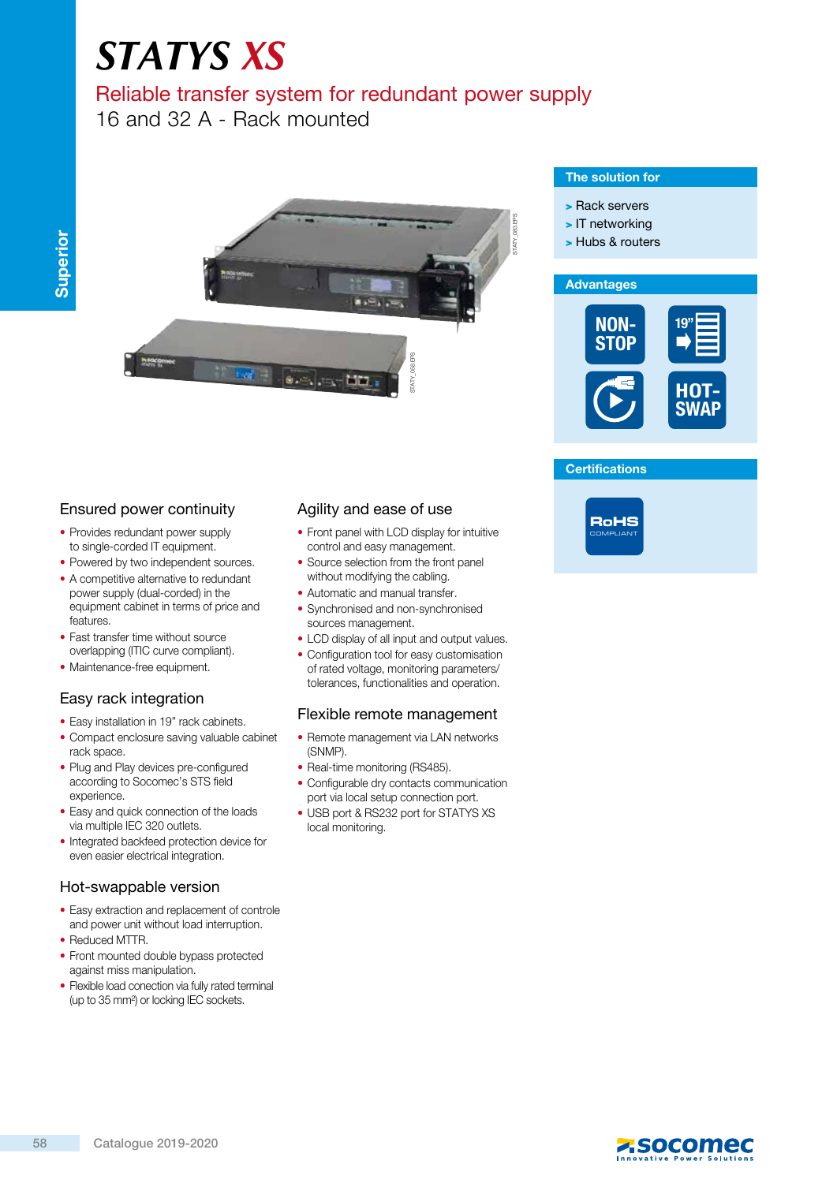# STATYS XS

## Reliable transfer system for redundant power supply

16 and 32 A - Rack mounted

### The solution for

- > Rack servers
- > IT networking
- > Hubs & routers

### Advantages

NON-STOP

19"

HOT-SWAP

### Certifications

RoHS COMPLIANT

## Ensured power continuity

- Provides redundant power supply to single-corded IT equipment.
- Powered by two independent sources.
- A competitive alternative to redundant power supply (dual-corded) in the equipment cabinet in terms of price and features.
- Fast transfer time without source overlapping (ITIC curve compliant).
- Maintenance-free equipment.

## Easy rack integration

- Easy installation in 19" rack cabinets.
- Compact enclosure saving valuable cabinet rack space.
- Plug and Play devices pre-configured according to Socomec's STS field experience.
- Easy and quick connection of the loads via multiple IEC 320 outlets.
- Integrated backfeed protection device for even easier electrical integration.

## Hot-swappable version

- Easy extraction and replacement of controle and power unit without load interruption.
- Reduced MTTR.
- Front mounted double bypass protected against miss manipulation.
- Flexible load conection via fully rated terminal (up to 35 mm²) or locking IEC sockets.

## Agility and ease of use

- Front panel with LCD display for intuitive control and easy management.
- Source selection from the front panel without modifying the cabling.
- Automatic and manual transfer.
- Synchronised and non-synchronised sources management.
- LCD display of all input and output values.
- Configuration tool for easy customisation of rated voltage, monitoring parameters/ tolerances, functionalities and operation.

## Flexible remote management

- Remote management via LAN networks (SNMP).
- Real-time monitoring (RS485).
- Configurable dry contacts communication port via local setup connection port.
- USB port & RS232 port for STATYS XS local monitoring.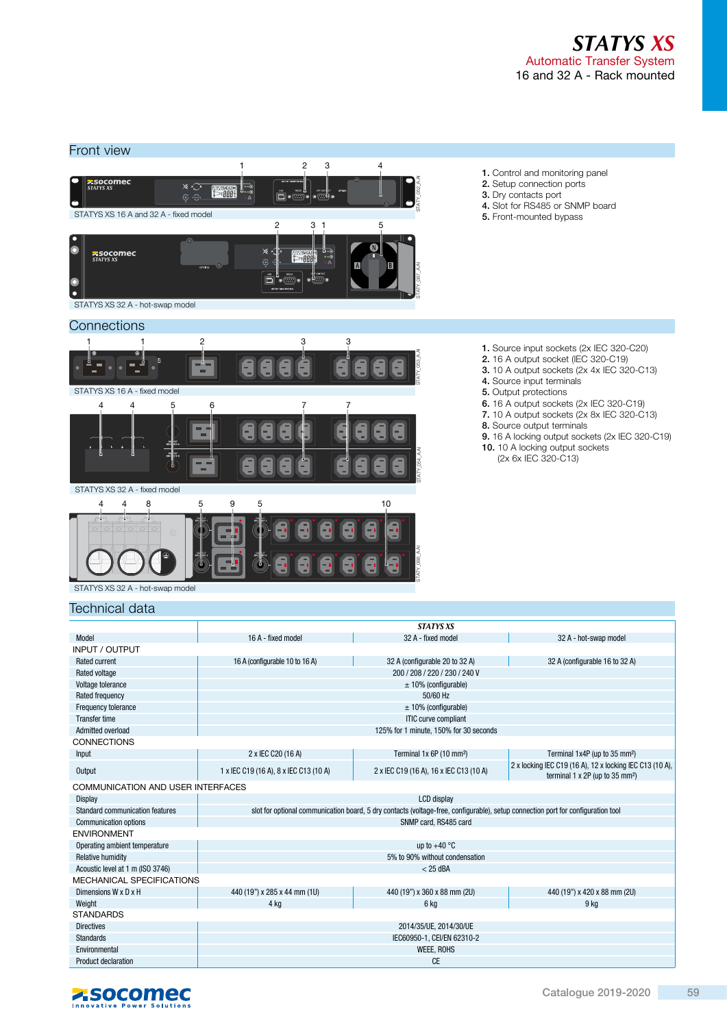# STATYS XS

## Automatic Transfer System

16 and 32 A - Rack mounted

## Front view

1 2 3 4

STATYS XS 16 A and 32 A - fixed model

2 3 1 5

STATYS XS 32 A - hot-swap model

1. Control and monitoring panel
2. Setup connection ports
3. Dry contacts port
4. Slot for RS485 or SNMP board
5. Front-mounted bypass

## Connections

1 1 2 3 3

STATYS XS 16 A - fixed model

4 4 5 6 7 7

STATYS XS 32 A - fixed model

4 4 8 5 9 5 10

STATYS XS 32 A - hot-swap model

1. Source input sockets (2x IEC 320-C20)
2. 16 A output socket (IEC 320-C19)
3. 10 A output sockets (2x 4x IEC 320-C13)
4. Source input terminals
5. Output protections
6. 16 A output sockets (2x IEC 320-C19)
7. 10 A output sockets (2x 8x IEC 320-C13)
8. Source output terminals
9. 16 A locking output sockets (2x IEC 320-C19)
10. 10 A locking output sockets (2x 6x IEC 320-C13)

## Technical data

| | STATYS XS | | |
|---|---|---|---|
| Model | 16 A - fixed model | 32 A - fixed model | 32 A - hot-swap model |
| **INPUT / OUTPUT** | | | |
| Rated current | 16 A (configurable 10 to 16 A) | 32 A (configurable 20 to 32 A) | 32 A (configurable 16 to 32 A) |
| Rated voltage | 200 / 208 / 220 / 230 / 240 V | | |
| Voltage tolerance | ± 10% (configurable) | | |
| Rated frequency | 50/60 Hz | | |
| Frequency tolerance | ± 10% (configurable) | | |
| Transfer time | ITIC curve compliant | | |
| Admitted overload | 125% for 1 minute, 150% for 30 seconds | | |
| **CONNECTIONS** | | | |
| Input | 2 x IEC C20 (16 A) | Terminal 1x 6P (10 mm²) | Terminal 1x4P (up to 35 mm²) |
| Output | 1 x IEC C19 (16 A), 8 x IEC C13 (10 A) | 2 x IEC C19 (16 A), 16 x IEC C13 (10 A) | 2 x locking IEC C19 (16 A), 12 x locking IEC C13 (10 A), terminal 1 x 2P (up to 35 mm²) |
| **COMMUNICATION AND USER INTERFACES** | | | |
| Display | LCD display | | |
| Standard communication features | slot for optional communication board, 5 dry contacts (voltage-free, configurable), setup connection port for configuration tool | | |
| Communication options | SNMP card, RS485 card | | |
| **ENVIRONMENT** | | | |
| Operating ambient temperature | up to +40 °C | | |
| Relative humidity | 5% to 90% without condensation | | |
| Acoustic level at 1 m (ISO 3746) | < 25 dBA | | |
| **MECHANICAL SPECIFICATIONS** | | | |
| Dimensions W x D x H | 440 (19") x 285 x 44 mm (1U) | 440 (19") x 360 x 88 mm (2U) | 440 (19") x 420 x 88 mm (2U) |
| Weight | 4 kg | 6 kg | 9 kg |
| **STANDARDS** | | | |
| Directives | 2014/35/UE, 2014/30/UE | | |
| Standards | IEC60950-1, CEI/EN 62310-2 | | |
| Environmental | WEEE, ROHS | | |
| Product declaration | CE | | |

socomec
Innovative Power Solutions

Catalogue 2019-2020